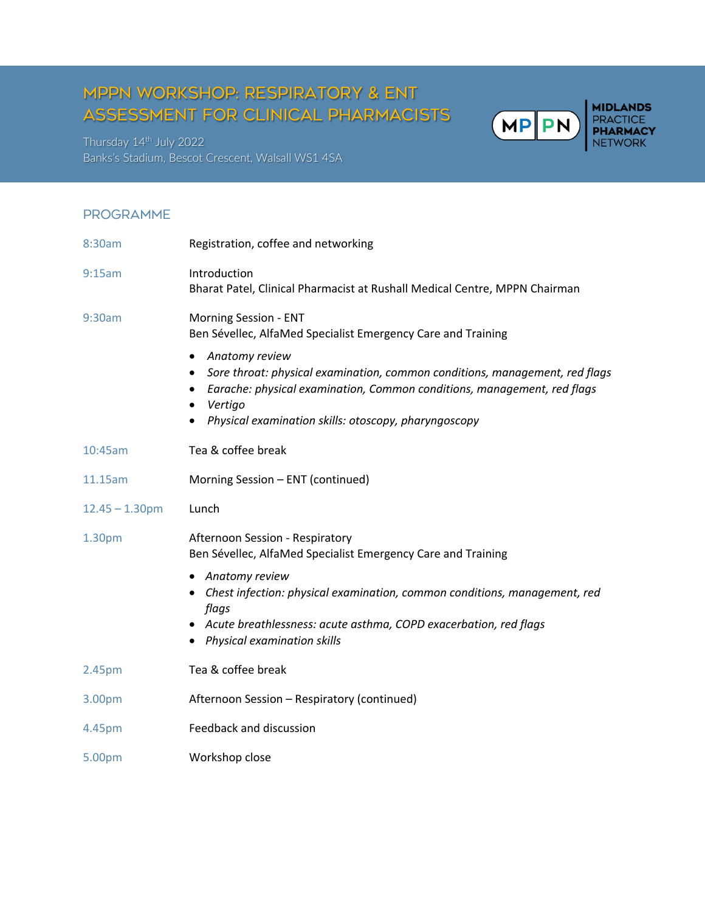# MPPN WORKSHOP: RESPIRATORY & ENT ASSESSMENT FOR CLINICAL PHARMACISTS

Thursday 14th July 2022
Banks's Stadium, Bescot Crescent, Walsall WS1 4SA

MIDLANDS PRACTICE PHARMACY NETWORK

## PROGRAMME

| | |
|---|---|
| 8:30am | Registration, coffee and networking |
| 9:15am | Introduction<br>Bharat Patel, Clinical Pharmacist at Rushall Medical Centre, MPPN Chairman |
| 9:30am | Morning Session - ENT<br>Ben Sévellec, AlfaMed Specialist Emergency Care and Training<br>• *Anatomy review*<br>• *Sore throat: physical examination, common conditions, management, red flags*<br>• *Earache: physical examination, Common conditions, management, red flags*<br>• *Vertigo*<br>• *Physical examination skills: otoscopy, pharyngoscopy* |
| 10:45am | Tea & coffee break |
| 11.15am | Morning Session – ENT (continued) |
| 12.45 – 1.30pm | Lunch |
| 1.30pm | Afternoon Session - Respiratory<br>Ben Sévellec, AlfaMed Specialist Emergency Care and Training<br>• *Anatomy review*<br>• *Chest infection: physical examination, common conditions, management, red flags*<br>• *Acute breathlessness: acute asthma, COPD exacerbation, red flags*<br>• *Physical examination skills* |
| 2.45pm | Tea & coffee break |
| 3.00pm | Afternoon Session – Respiratory (continued) |
| 4.45pm | Feedback and discussion |
| 5.00pm | Workshop close |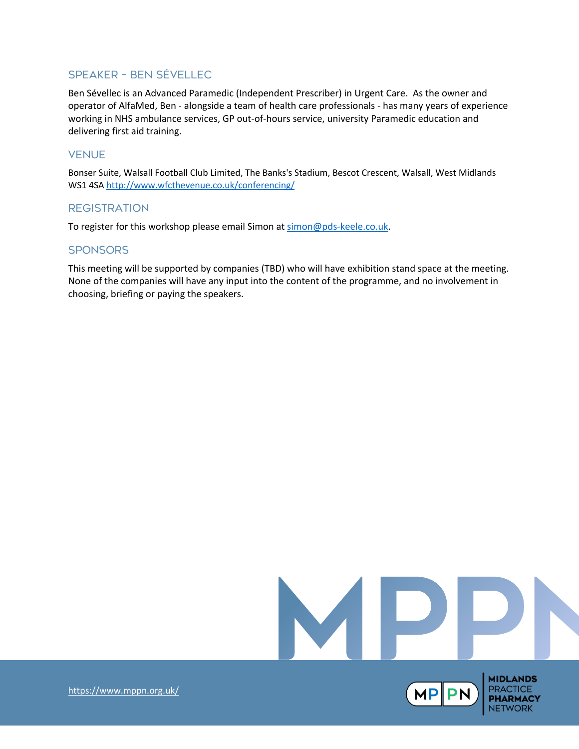## SPEAKER - BEN SÉVELLEC

Ben Sévellec is an Advanced Paramedic (Independent Prescriber) in Urgent Care. As the owner and operator of AlfaMed, Ben - alongside a team of health care professionals - has many years of experience working in NHS ambulance services, GP out-of-hours service, university Paramedic education and delivering first aid training.

## VENUE

Bonser Suite, Walsall Football Club Limited, The Banks's Stadium, Bescot Crescent, Walsall, West Midlands WS1 4SA http://www.wfcthevenue.co.uk/conferencing/

## REGISTRATION

To register for this workshop please email Simon at simon@pds-keele.co.uk.

## SPONSORS

This meeting will be supported by companies (TBD) who will have exhibition stand space at the meeting. None of the companies will have any input into the content of the programme, and no involvement in choosing, briefing or paying the speakers.